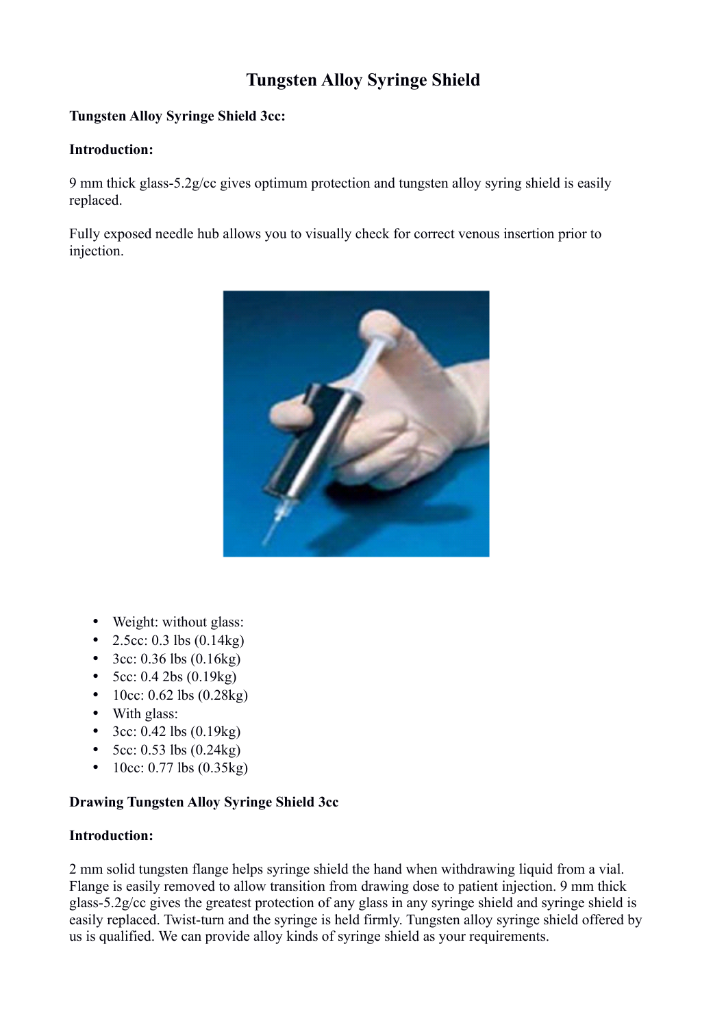# Tungsten Alloy Syringe Shield

**Tungsten Alloy Syringe Shield 3cc:**

**Introduction:**

9 mm thick glass-5.2g/cc gives optimum protection and tungsten alloy syring shield is easily replaced.

Fully exposed needle hub allows you to visually check for correct venous insertion prior to injection.

- Weight: without glass:
- 2.5cc: 0.3 lbs (0.14kg)
- 3cc: 0.36 lbs (0.16kg)
- 5cc: 0.4 2bs (0.19kg)
- 10cc: 0.62 lbs (0.28kg)
- With glass:
- 3cc: 0.42 lbs (0.19kg)
- 5cc: 0.53 lbs (0.24kg)
- 10cc: 0.77 lbs (0.35kg)

**Drawing Tungsten Alloy Syringe Shield 3cc**

**Introduction:**

2 mm solid tungsten flange helps syringe shield the hand when withdrawing liquid from a vial. Flange is easily removed to allow transition from drawing dose to patient injection. 9 mm thick glass-5.2g/cc gives the greatest protection of any glass in any syringe shield and syringe shield is easily replaced. Twist-turn and the syringe is held firmly. Tungsten alloy syringe shield offered by us is qualified. We can provide alloy kinds of syringe shield as your requirements.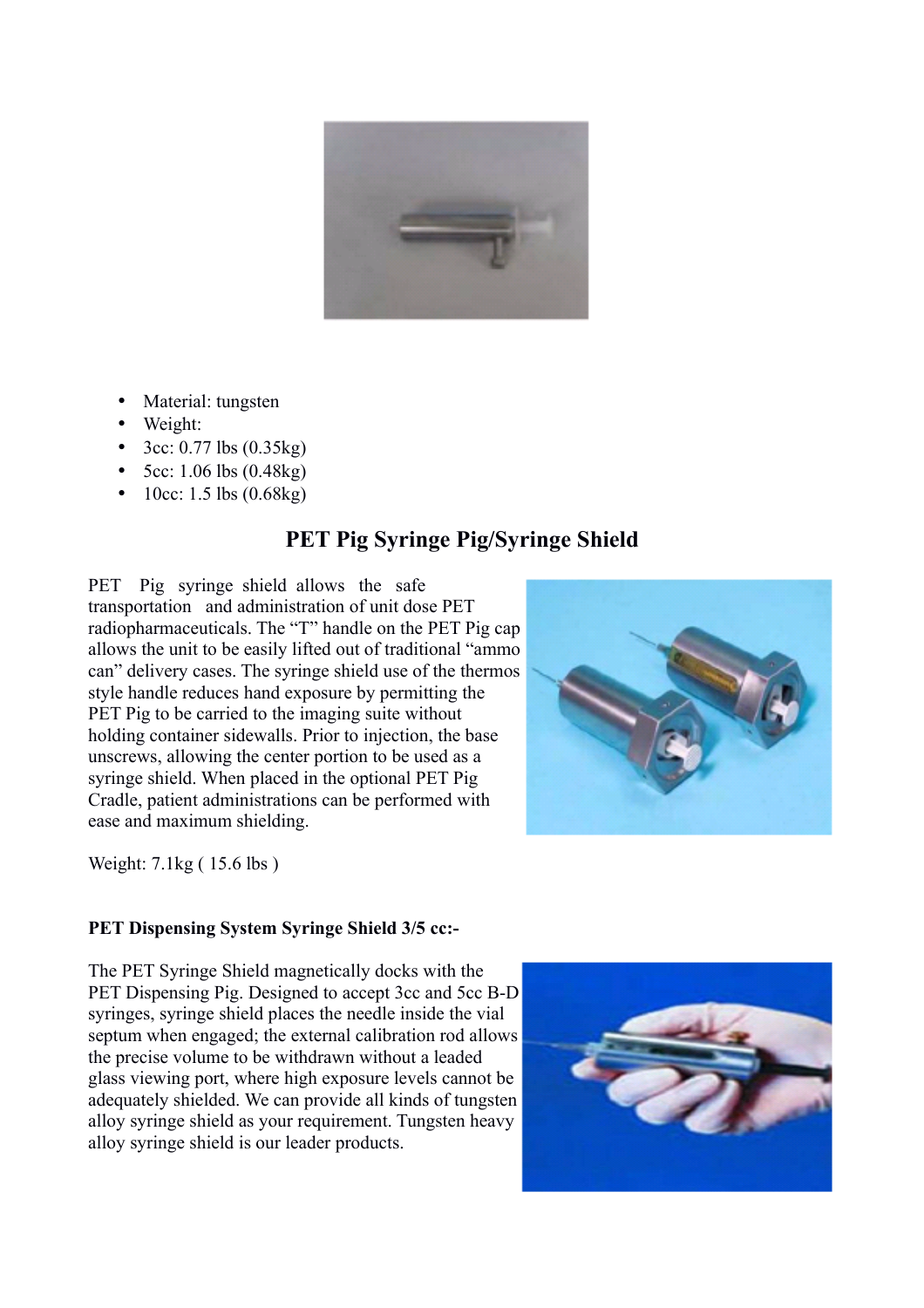- Material: tungsten
- Weight:
- 3cc: 0.77 lbs (0.35kg)
- 5cc: 1.06 lbs (0.48kg)
- 10cc: 1.5 lbs (0.68kg)

## PET Pig Syringe Pig/Syringe Shield

PET Pig syringe shield allows the safe transportation and administration of unit dose PET radiopharmaceuticals. The "T" handle on the PET Pig cap allows the unit to be easily lifted out of traditional "ammo can" delivery cases. The syringe shield use of the thermos style handle reduces hand exposure by permitting the PET Pig to be carried to the imaging suite without holding container sidewalls. Prior to injection, the base unscrews, allowing the center portion to be used as a syringe shield. When placed in the optional PET Pig Cradle, patient administrations can be performed with ease and maximum shielding.

Weight: 7.1kg ( 15.6 lbs )

**PET Dispensing System Syringe Shield 3/5 cc:-**

The PET Syringe Shield magnetically docks with the PET Dispensing Pig. Designed to accept 3cc and 5cc B-D syringes, syringe shield places the needle inside the vial septum when engaged; the external calibration rod allows the precise volume to be withdrawn without a leaded glass viewing port, where high exposure levels cannot be adequately shielded. We can provide all kinds of tungsten alloy syringe shield as your requirement. Tungsten heavy alloy syringe shield is our leader products.